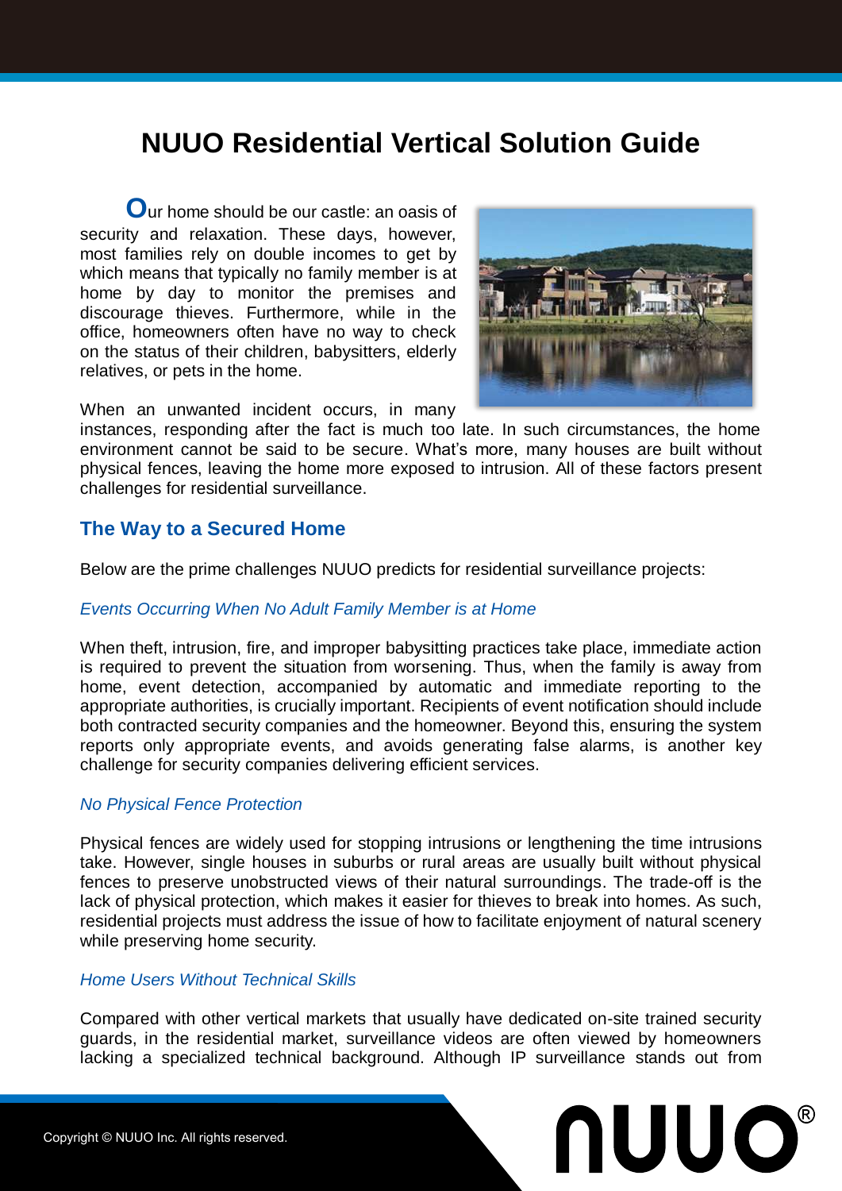# NUUO Residential Vertical Solution Guide

Our home should be our castle: an oasis of security and relaxation. These days, however, most families rely on double incomes to get by which means that typically no family member is at home by day to monitor the premises and discourage thieves. Furthermore, while in the office, homeowners often have no way to check on the status of their children, babysitters, elderly relatives, or pets in the home.

When an unwanted incident occurs, in many instances, responding after the fact is much too late. In such circumstances, the home environment cannot be said to be secure. What's more, many houses are built without physical fences, leaving the home more exposed to intrusion. All of these factors present challenges for residential surveillance.

## The Way to a Secured Home

Below are the prime challenges NUUO predicts for residential surveillance projects:

### *Events Occurring When No Adult Family Member is at Home*

When theft, intrusion, fire, and improper babysitting practices take place, immediate action is required to prevent the situation from worsening. Thus, when the family is away from home, event detection, accompanied by automatic and immediate reporting to the appropriate authorities, is crucially important. Recipients of event notification should include both contracted security companies and the homeowner. Beyond this, ensuring the system reports only appropriate events, and avoids generating false alarms, is another key challenge for security companies delivering efficient services.

### *No Physical Fence Protection*

Physical fences are widely used for stopping intrusions or lengthening the time intrusions take. However, single houses in suburbs or rural areas are usually built without physical fences to preserve unobstructed views of their natural surroundings. The trade-off is the lack of physical protection, which makes it easier for thieves to break into homes. As such, residential projects must address the issue of how to facilitate enjoyment of natural scenery while preserving home security.

### *Home Users Without Technical Skills*

Compared with other vertical markets that usually have dedicated on-site trained security guards, in the residential market, surveillance videos are often viewed by homeowners lacking a specialized technical background. Although IP surveillance stands out from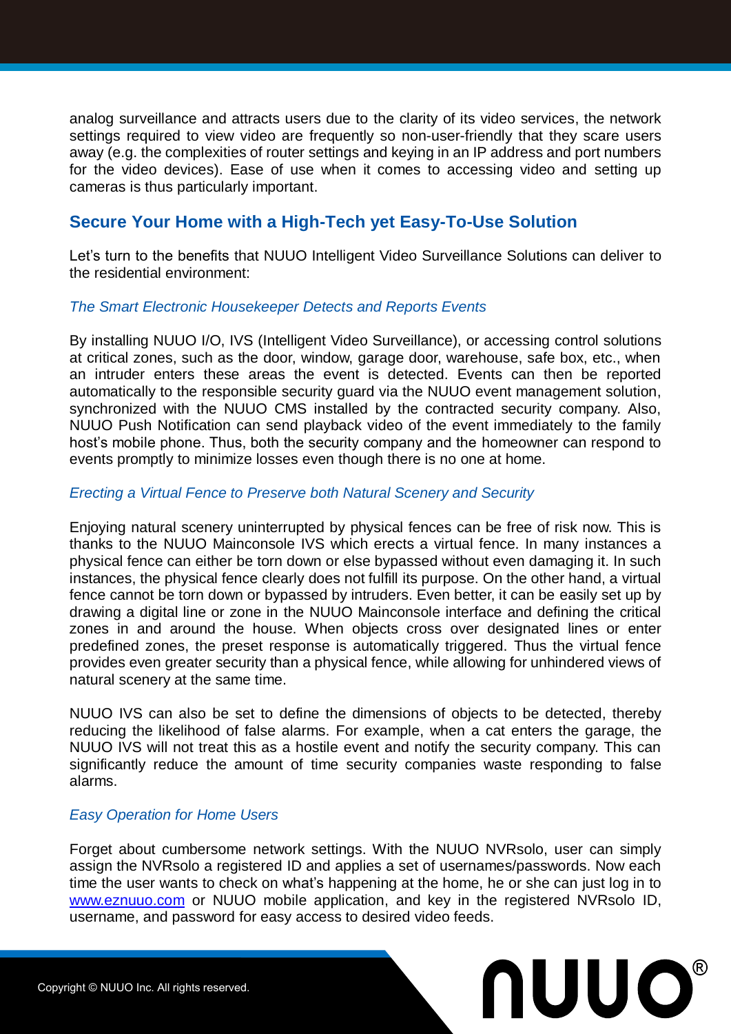analog surveillance and attracts users due to the clarity of its video services, the network settings required to view video are frequently so non-user-friendly that they scare users away (e.g. the complexities of router settings and keying in an IP address and port numbers for the video devices). Ease of use when it comes to accessing video and setting up cameras is thus particularly important.

## Secure Your Home with a High-Tech yet Easy-To-Use Solution

Let's turn to the benefits that NUUO Intelligent Video Surveillance Solutions can deliver to the residential environment:

### *The Smart Electronic Housekeeper Detects and Reports Events*

By installing NUUO I/O, IVS (Intelligent Video Surveillance), or accessing control solutions at critical zones, such as the door, window, garage door, warehouse, safe box, etc., when an intruder enters these areas the event is detected. Events can then be reported automatically to the responsible security guard via the NUUO event management solution, synchronized with the NUUO CMS installed by the contracted security company. Also, NUUO Push Notification can send playback video of the event immediately to the family host's mobile phone. Thus, both the security company and the homeowner can respond to events promptly to minimize losses even though there is no one at home.

### *Erecting a Virtual Fence to Preserve both Natural Scenery and Security*

Enjoying natural scenery uninterrupted by physical fences can be free of risk now. This is thanks to the NUUO Mainconsole IVS which erects a virtual fence. In many instances a physical fence can either be torn down or else bypassed without even damaging it. In such instances, the physical fence clearly does not fulfill its purpose. On the other hand, a virtual fence cannot be torn down or bypassed by intruders. Even better, it can be easily set up by drawing a digital line or zone in the NUUO Mainconsole interface and defining the critical zones in and around the house. When objects cross over designated lines or enter predefined zones, the preset response is automatically triggered. Thus the virtual fence provides even greater security than a physical fence, while allowing for unhindered views of natural scenery at the same time.

NUUO IVS can also be set to define the dimensions of objects to be detected, thereby reducing the likelihood of false alarms. For example, when a cat enters the garage, the NUUO IVS will not treat this as a hostile event and notify the security company. This can significantly reduce the amount of time security companies waste responding to false alarms.

### *Easy Operation for Home Users*

Forget about cumbersome network settings. With the NUUO NVRsolo, user can simply assign the NVRsolo a registered ID and applies a set of usernames/passwords. Now each time the user wants to check on what's happening at the home, he or she can just log in to [www.eznuuo.com](http://www.eznuuo.com) or NUUO mobile application, and key in the registered NVRsolo ID, username, and password for easy access to desired video feeds.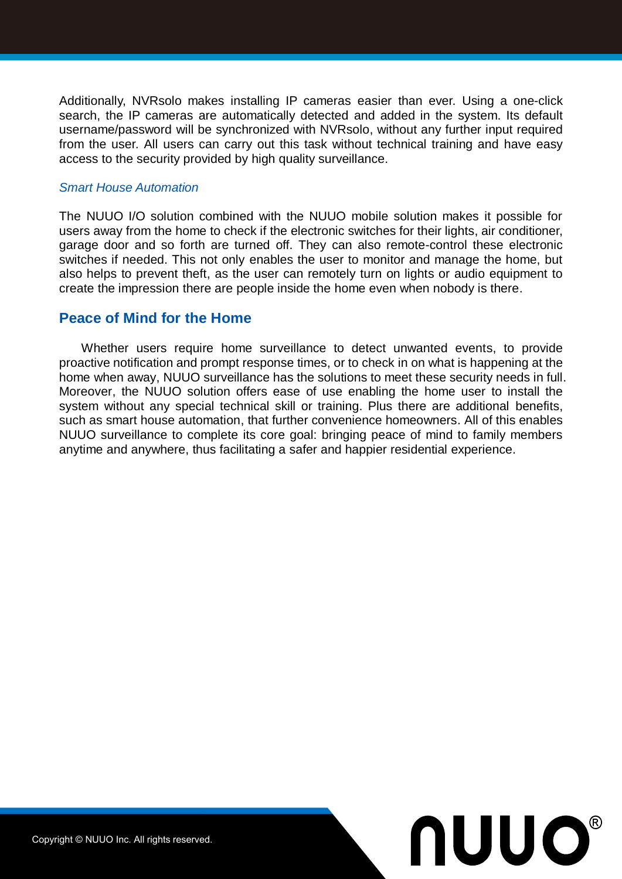Additionally, NVRsolo makes installing IP cameras easier than ever. Using a one-click search, the IP cameras are automatically detected and added in the system. Its default username/password will be synchronized with NVRsolo, without any further input required from the user. All users can carry out this task without technical training and have easy access to the security provided by high quality surveillance.

### *Smart House Automation*

The NUUO I/O solution combined with the NUUO mobile solution makes it possible for users away from the home to check if the electronic switches for their lights, air conditioner, garage door and so forth are turned off. They can also remote-control these electronic switches if needed. This not only enables the user to monitor and manage the home, but also helps to prevent theft, as the user can remotely turn on lights or audio equipment to create the impression there are people inside the home even when nobody is there.

## Peace of Mind for the Home

Whether users require home surveillance to detect unwanted events, to provide proactive notification and prompt response times, or to check in on what is happening at the home when away, NUUO surveillance has the solutions to meet these security needs in full. Moreover, the NUUO solution offers ease of use enabling the home user to install the system without any special technical skill or training. Plus there are additional benefits, such as smart house automation, that further convenience homeowners. All of this enables NUUO surveillance to complete its core goal: bringing peace of mind to family members anytime and anywhere, thus facilitating a safer and happier residential experience.